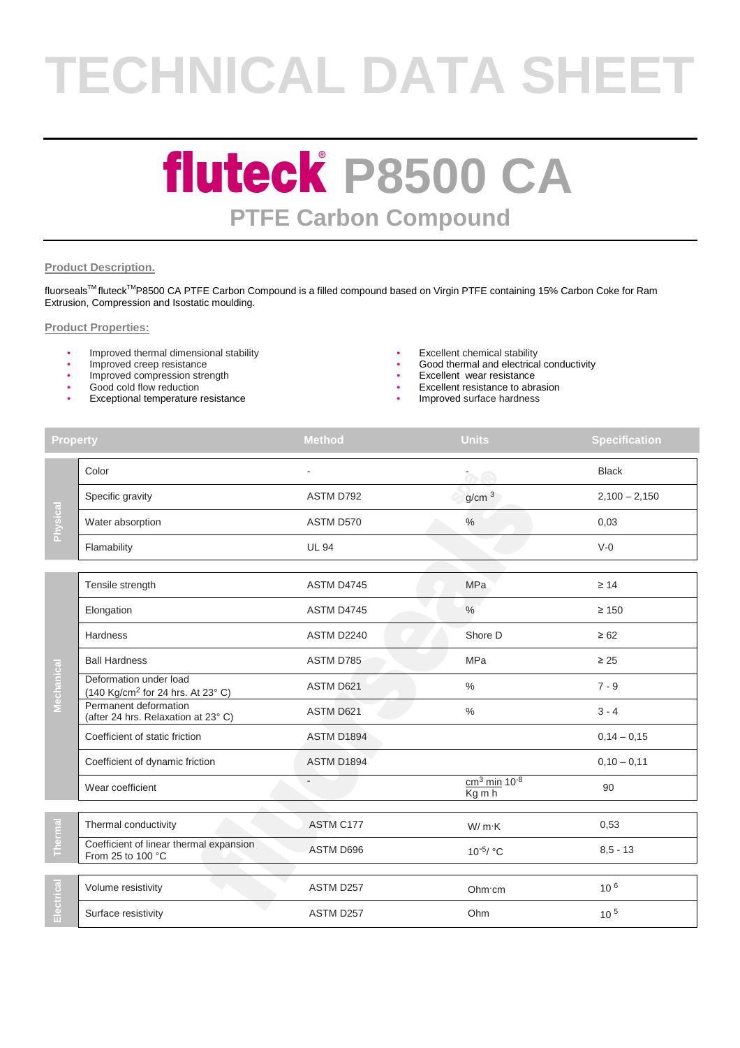# TECHNICAL DATA SHEET

# fluteck® P8500 CA

## PTFE Carbon Compound

**Product Description.**

fluorseals™ fluteck™P8500 CA PTFE Carbon Compound is a filled compound based on Virgin PTFE containing 15% Carbon Coke for Ram Extrusion, Compression and Isostatic moulding.

**Product Properties:**

- Improved thermal dimensional stability
- Improved creep resistance
- Improved compression strength
- Good cold flow reduction
- Exceptional temperature resistance
- Excellent chemical stability
- Good thermal and electrical conductivity
- Excellent wear resistance
- Excellent resistance to abrasion
- Improved surface hardness

| | Property | Method | Units | Specification |
|---|---|---|---|---|
| Physical | Color | - | - | Black |
| | Specific gravity | ASTM D792 | $g/cm^3$ | 2,100 – 2,150 |
| | Water absorption | ASTM D570 | % | 0,03 |
| | Flamability | UL 94 | | V-0 |
| Mechanical | Tensile strength | ASTM D4745 | MPa | ≥ 14 |
| | Elongation | ASTM D4745 | % | ≥ 150 |
| | Hardness | ASTM D2240 | Shore D | ≥ 62 |
| | Ball Hardness | ASTM D785 | MPa | ≥ 25 |
| | Deformation under load (140 $Kg/cm^2$ for 24 hrs. At 23° C) | ASTM D621 | % | 7 - 9 |
| | Permanent deformation (after 24 hrs. Relaxation at 23° C) | ASTM D621 | % | 3 - 4 |
| | Coefficient of static friction | ASTM D1894 | | 0,14 – 0,15 |
| | Coefficient of dynamic friction | ASTM D1894 | | 0,10 – 0,11 |
| | Wear coefficient | - | $\frac{cm^3\ min}{Kg\ m\ h}\ 10^{-8}$ | 90 |
| Thermal | Thermal conductivity | ASTM C177 | W/ m·K | 0,53 |
| | Coefficient of linear thermal expansion From 25 to 100 °C | ASTM D696 | $10^{-5}$/ °C | 8,5 - 13 |
| Electrical | Volume resistivity | ASTM D257 | Ohm·cm | $10^6$ |
| | Surface resistivity | ASTM D257 | Ohm | $10^5$ |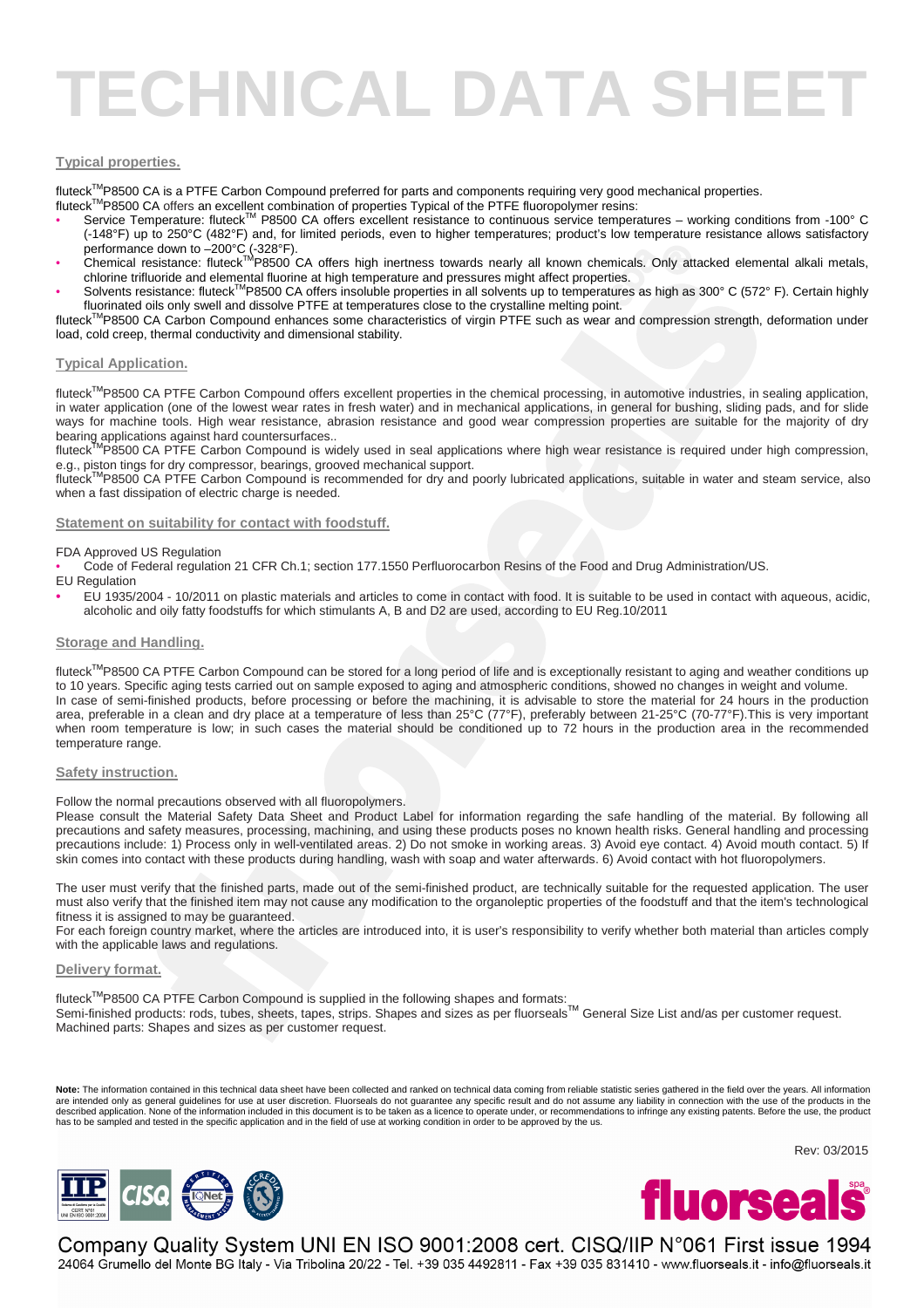# TECHNICAL DATA SHEET

## Typical properties.

fluteck™P8500 CA is a PTFE Carbon Compound preferred for parts and components requiring very good mechanical properties.
fluteck™P8500 CA offers an excellent combination of properties Typical of the PTFE fluoropolymer resins:

- Service Temperature: fluteck™ P8500 CA offers excellent resistance to continuous service temperatures – working conditions from -100° C (-148°F) up to 250°C (482°F) and, for limited periods, even to higher temperatures; product's low temperature resistance allows satisfactory performance down to –200°C (-328°F).
- Chemical resistance: fluteck™P8500 CA offers high inertness towards nearly all known chemicals. Only attacked elemental alkali metals, chlorine trifluoride and elemental fluorine at high temperature and pressures might affect properties.
- Solvents resistance: fluteck™P8500 CA offers insoluble properties in all solvents up to temperatures as high as 300° C (572° F). Certain highly fluorinated oils only swell and dissolve PTFE at temperatures close to the crystalline melting point.

fluteck™P8500 CA Carbon Compound enhances some characteristics of virgin PTFE such as wear and compression strength, deformation under load, cold creep, thermal conductivity and dimensional stability.

## Typical Application.

fluteck™P8500 CA PTFE Carbon Compound offers excellent properties in the chemical processing, in automotive industries, in sealing application, in water application (one of the lowest wear rates in fresh water) and in mechanical applications, in general for bushing, sliding pads, and for slide ways for machine tools. High wear resistance, abrasion resistance and good wear compression properties are suitable for the majority of dry bearing applications against hard countersurfaces..
fluteck™P8500 CA PTFE Carbon Compound is widely used in seal applications where high wear resistance is required under high compression, e.g., piston tings for dry compressor, bearings, grooved mechanical support.
fluteck™P8500 CA PTFE Carbon Compound is recommended for dry and poorly lubricated applications, suitable in water and steam service, also when a fast dissipation of electric charge is needed.

## Statement on suitability for contact with foodstuff.

FDA Approved US Regulation

- Code of Federal regulation 21 CFR Ch.1; section 177.1550 Perfluorocarbon Resins of the Food and Drug Administration/US.

EU Regulation

- EU 1935/2004 - 10/2011 on plastic materials and articles to come in contact with food. It is suitable to be used in contact with aqueous, acidic, alcoholic and oily fatty foodstuffs for which stimulants A, B and D2 are used, according to EU Reg.10/2011

## Storage and Handling.

fluteck™P8500 CA PTFE Carbon Compound can be stored for a long period of life and is exceptionally resistant to aging and weather conditions up to 10 years. Specific aging tests carried out on sample exposed to aging and atmospheric conditions, showed no changes in weight and volume.
In case of semi-finished products, before processing or before the machining, it is advisable to store the material for 24 hours in the production area, preferable in a clean and dry place at a temperature of less than 25°C (77°F), preferably between 21-25°C (70-77°F).This is very important when room temperature is low; in such cases the material should be conditioned up to 72 hours in the production area in the recommended temperature range.

## Safety instruction.

Follow the normal precautions observed with all fluoropolymers.
Please consult the Material Safety Data Sheet and Product Label for information regarding the safe handling of the material. By following all precautions and safety measures, processing, machining, and using these products poses no known health risks. General handling and processing precautions include: 1) Process only in well-ventilated areas. 2) Do not smoke in working areas. 3) Avoid eye contact. 4) Avoid mouth contact. 5) If skin comes into contact with these products during handling, wash with soap and water afterwards. 6) Avoid contact with hot fluoropolymers.

The user must verify that the finished parts, made out of the semi-finished product, are technically suitable for the requested application. The user must also verify that the finished item may not cause any modification to the organoleptic properties of the foodstuff and that the item's technological fitness it is assigned to may be guaranteed.
For each foreign country market, where the articles are introduced into, it is user's responsibility to verify whether both material than articles comply with the applicable laws and regulations.

## Delivery format.

fluteck™P8500 CA PTFE Carbon Compound is supplied in the following shapes and formats:
Semi-finished products: rods, tubes, sheets, tapes, strips. Shapes and sizes as per fluorseals™ General Size List and/as per customer request.
Machined parts: Shapes and sizes as per customer request.

**Note:** The information contained in this technical data sheet have been collected and ranked on technical data coming from reliable statistic series gathered in the field over the years. All information are intended only as general guidelines for use at user discretion. Fluorseals do not guarantee any specific result and do not assume any liability in connection with the use of the products in the described application. None of the information included in this document is to be taken as a licence to operate under, or recommendations to infringe any existing patents. Before the use, the product has to be sampled and tested in the specific application and in the field of use at working condition in order to be approved by the us.

Rev: 03/2015

fluorseals spa

Company Quality System UNI EN ISO 9001:2008 cert. CISQ/IIP N°061 First issue 1994
24064 Grumello del Monte BG Italy - Via Tribolina 20/22 - Tel. +39 035 4492811 - Fax +39 035 831410 - www.fluorseals.it - info@fluorseals.it